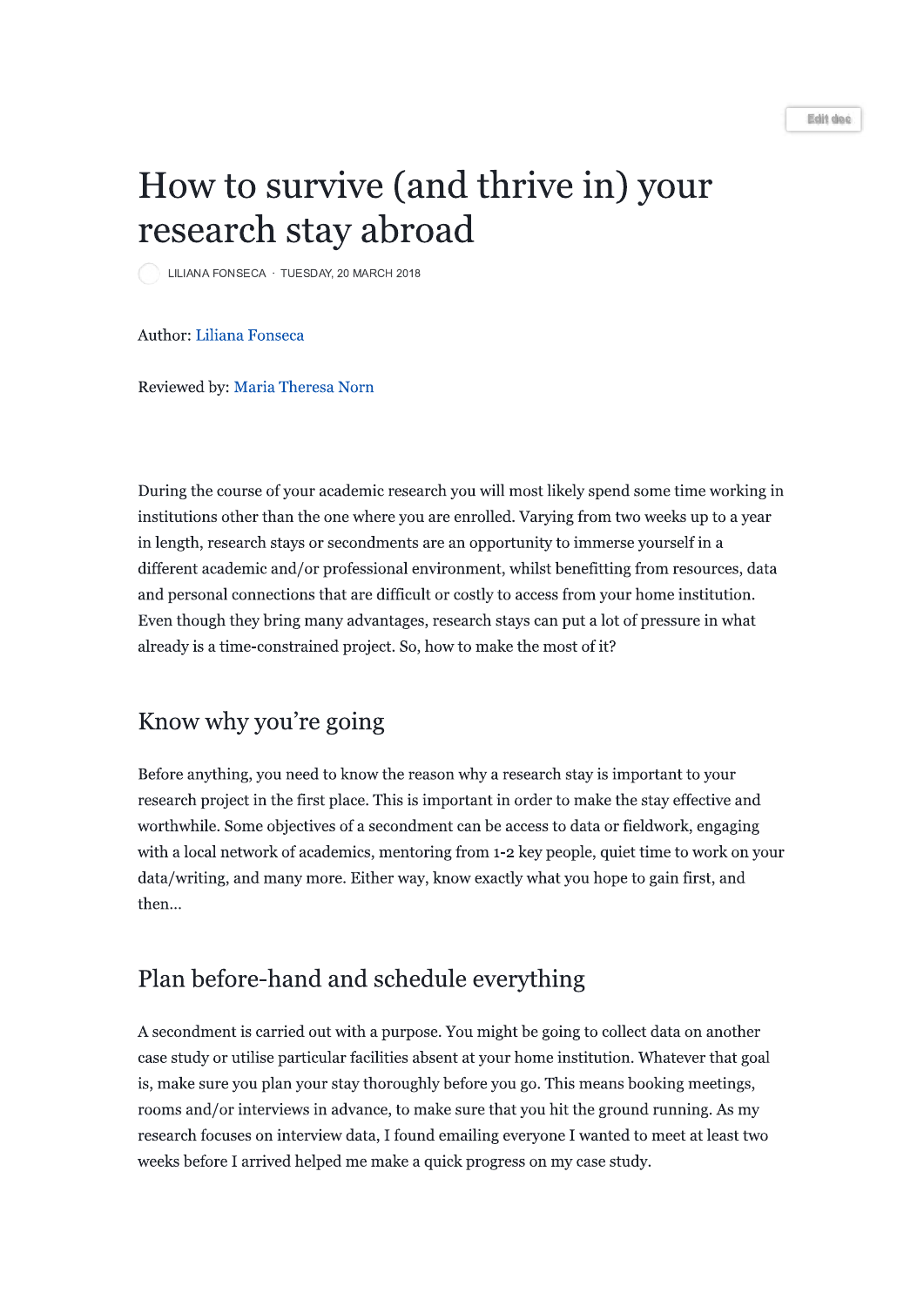# How to survive (and thrive in) your research stay abroad

LILIANA FONSECA · TUESDAY, 20 MARCH 2018

Author: Liliana Fonseca

Reviewed by: Maria Theresa Norn

During the course of your academic research you will most likely spend some time working in institutions other than the one where you are enrolled. Varying from two weeks up to a year in length, research stays or secondments are an opportunity to immerse yourself in a different academic and/or professional environment, whilst benefitting from resources, data and personal connections that are difficult or costly to access from your home institution. Even though they bring many advantages, research stays can put a lot of pressure in what already is a time-constrained project. So, how to make the most of it?

## Know why you're going

Before anything, you need to know the reason why a research stay is important to your research project in the first place. This is important in order to make the stay effective and worthwhile. Some objectives of a secondment can be access to data or fieldwork, engaging with a local network of academics, mentoring from 1-2 key people, quiet time to work on your data/writing, and many more. Either way, know exactly what you hope to gain first, and then...

## Plan before-hand and schedule everything

A secondment is carried out with a purpose. You might be going to collect data on another case study or utilise particular facilities absent at your home institution. Whatever that goal is, make sure you plan your stay thoroughly before you go. This means booking meetings, rooms and/or interviews in advance, to make sure that you hit the ground running. As my research focuses on interview data, I found emailing everyone I wanted to meet at least two weeks before I arrived helped me make a quick progress on my case study.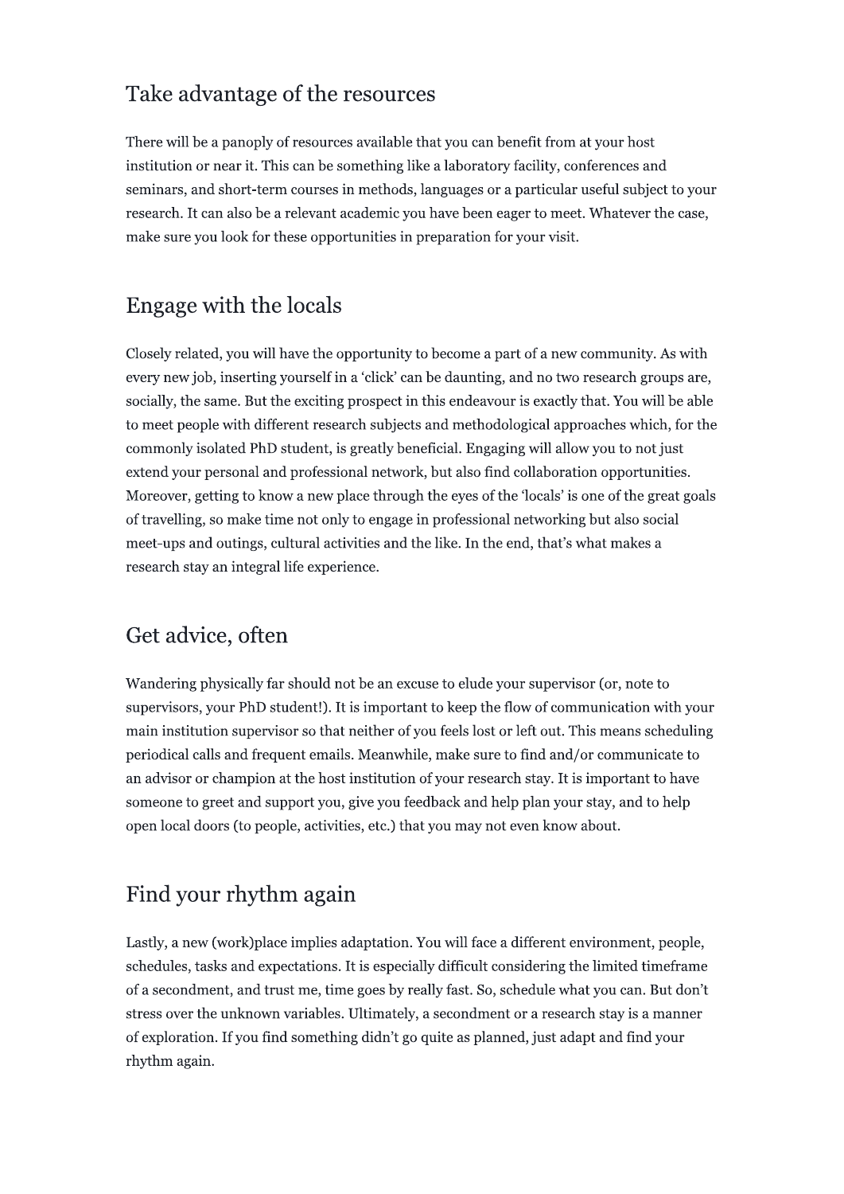## Take advantage of the resources

There will be a panoply of resources available that you can benefit from at your host institution or near it. This can be something like a laboratory facility, conferences and seminars, and short-term courses in methods, languages or a particular useful subject to your research. It can also be a relevant academic you have been eager to meet. Whatever the case, make sure you look for these opportunities in preparation for your visit.

## Engage with the locals

Closely related, you will have the opportunity to become a part of a new community. As with every new job, inserting yourself in a 'click' can be daunting, and no two research groups are, socially, the same. But the exciting prospect in this endeavour is exactly that. You will be able to meet people with different research subjects and methodological approaches which, for the commonly isolated PhD student, is greatly beneficial. Engaging will allow you to not just extend your personal and professional network, but also find collaboration opportunities. Moreover, getting to know a new place through the eyes of the 'locals' is one of the great goals of travelling, so make time not only to engage in professional networking but also social meet-ups and outings, cultural activities and the like. In the end, that's what makes a research stay an integral life experience.

## Get advice, often

Wandering physically far should not be an excuse to elude your supervisor (or, note to supervisors, your PhD student!). It is important to keep the flow of communication with your main institution supervisor so that neither of you feels lost or left out. This means scheduling periodical calls and frequent emails. Meanwhile, make sure to find and/or communicate to an advisor or champion at the host institution of your research stay. It is important to have someone to greet and support you, give you feedback and help plan your stay, and to help open local doors (to people, activities, etc.) that you may not even know about.

## Find your rhythm again

Lastly, a new (work)place implies adaptation. You will face a different environment, people, schedules, tasks and expectations. It is especially difficult considering the limited timeframe of a secondment, and trust me, time goes by really fast. So, schedule what you can. But don't stress over the unknown variables. Ultimately, a secondment or a research stay is a manner of exploration. If you find something didn't go quite as planned, just adapt and find your rhythm again.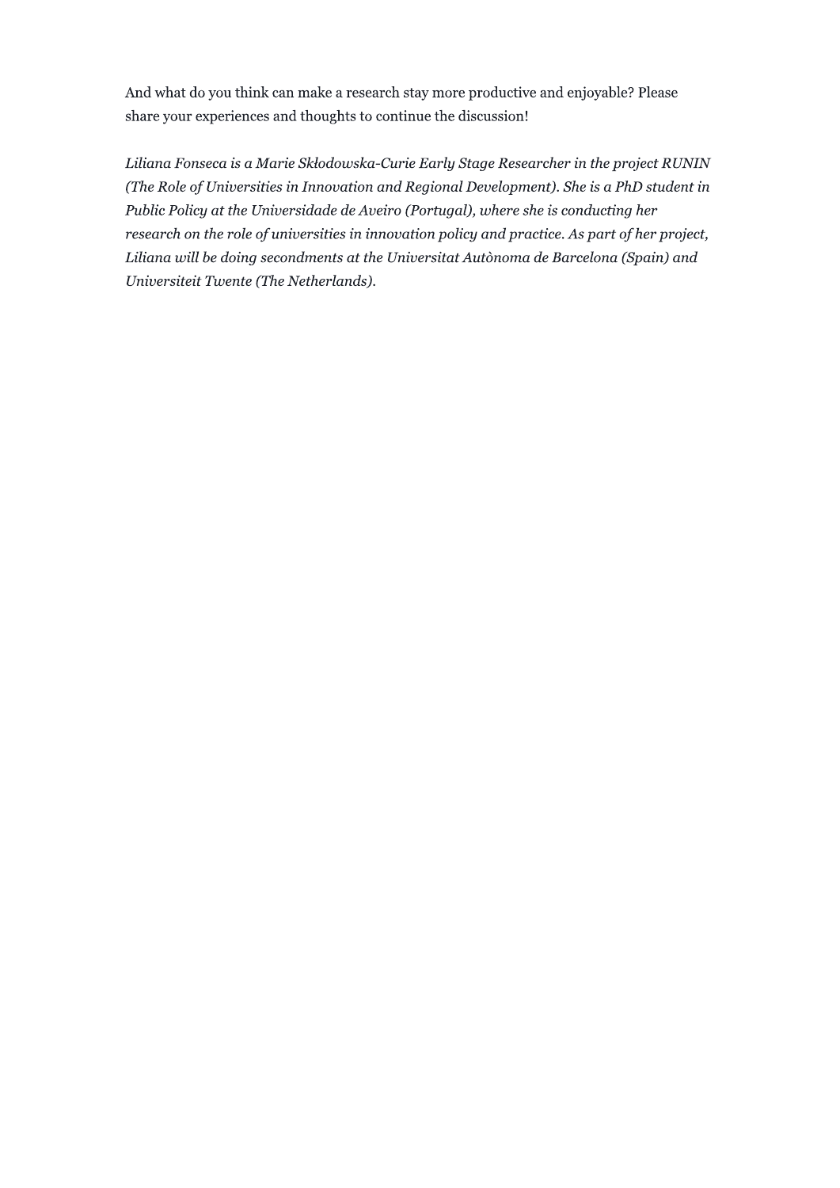And what do you think can make a research stay more productive and enjoyable? Please share your experiences and thoughts to continue the discussion!

*Liliana Fonseca is a Marie Skłodowska-Curie Early Stage Researcher in the project RUNIN (The Role of Universities in Innovation and Regional Development). She is a PhD student in Public Policy at the Universidade de Aveiro (Portugal), where she is conducting her research on the role of universities in innovation policy and practice. As part of her project, Liliana will be doing secondments at the Universitat Autònoma de Barcelona (Spain) and Universiteit Twente (The Netherlands).*